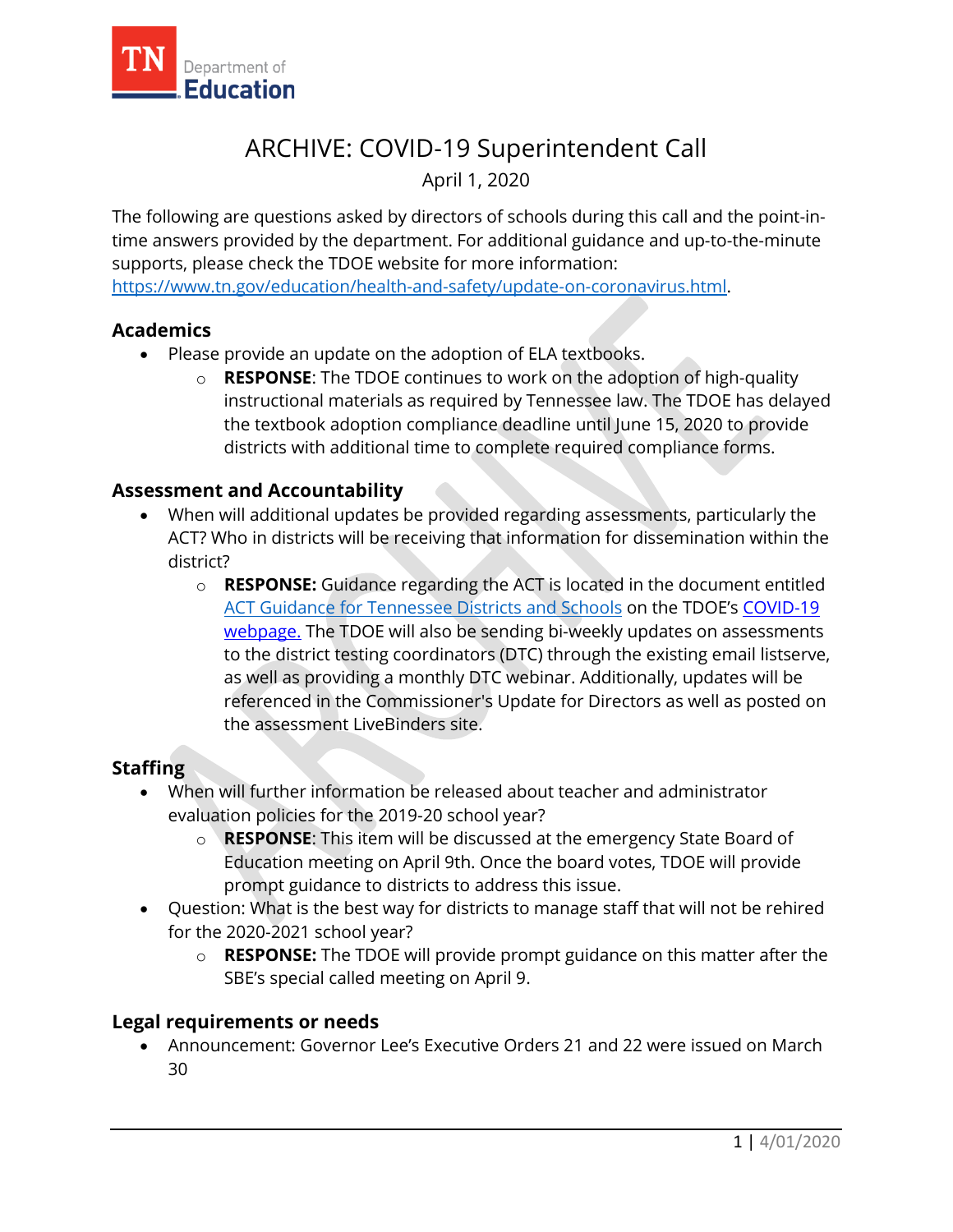# ARCHIVE: COVID-19 Superintendent Call

April 1, 2020

The following are questions asked by directors of schools during this call and the point-in-time answers provided by the department. For additional guidance and up-to-the-minute supports, please check the TDOE website for more information: https://www.tn.gov/education/health-and-safety/update-on-coronavirus.html.

## Academics

- Please provide an update on the adoption of ELA textbooks.
  - **RESPONSE**: The TDOE continues to work on the adoption of high-quality instructional materials as required by Tennessee law. The TDOE has delayed the textbook adoption compliance deadline until June 15, 2020 to provide districts with additional time to complete required compliance forms.

## Assessment and Accountability

- When will additional updates be provided regarding assessments, particularly the ACT? Who in districts will be receiving that information for dissemination within the district?
  - **RESPONSE:** Guidance regarding the ACT is located in the document entitled ACT Guidance for Tennessee Districts and Schools on the TDOE's COVID-19 webpage. The TDOE will also be sending bi-weekly updates on assessments to the district testing coordinators (DTC) through the existing email listserve, as well as providing a monthly DTC webinar. Additionally, updates will be referenced in the Commissioner's Update for Directors as well as posted on the assessment LiveBinders site.

## Staffing

- When will further information be released about teacher and administrator evaluation policies for the 2019-20 school year?
  - **RESPONSE**: This item will be discussed at the emergency State Board of Education meeting on April 9th. Once the board votes, TDOE will provide prompt guidance to districts to address this issue.
- Question: What is the best way for districts to manage staff that will not be rehired for the 2020-2021 school year?
  - **RESPONSE:** The TDOE will provide prompt guidance on this matter after the SBE's special called meeting on April 9.

## Legal requirements or needs

- Announcement: Governor Lee's Executive Orders 21 and 22 were issued on March 30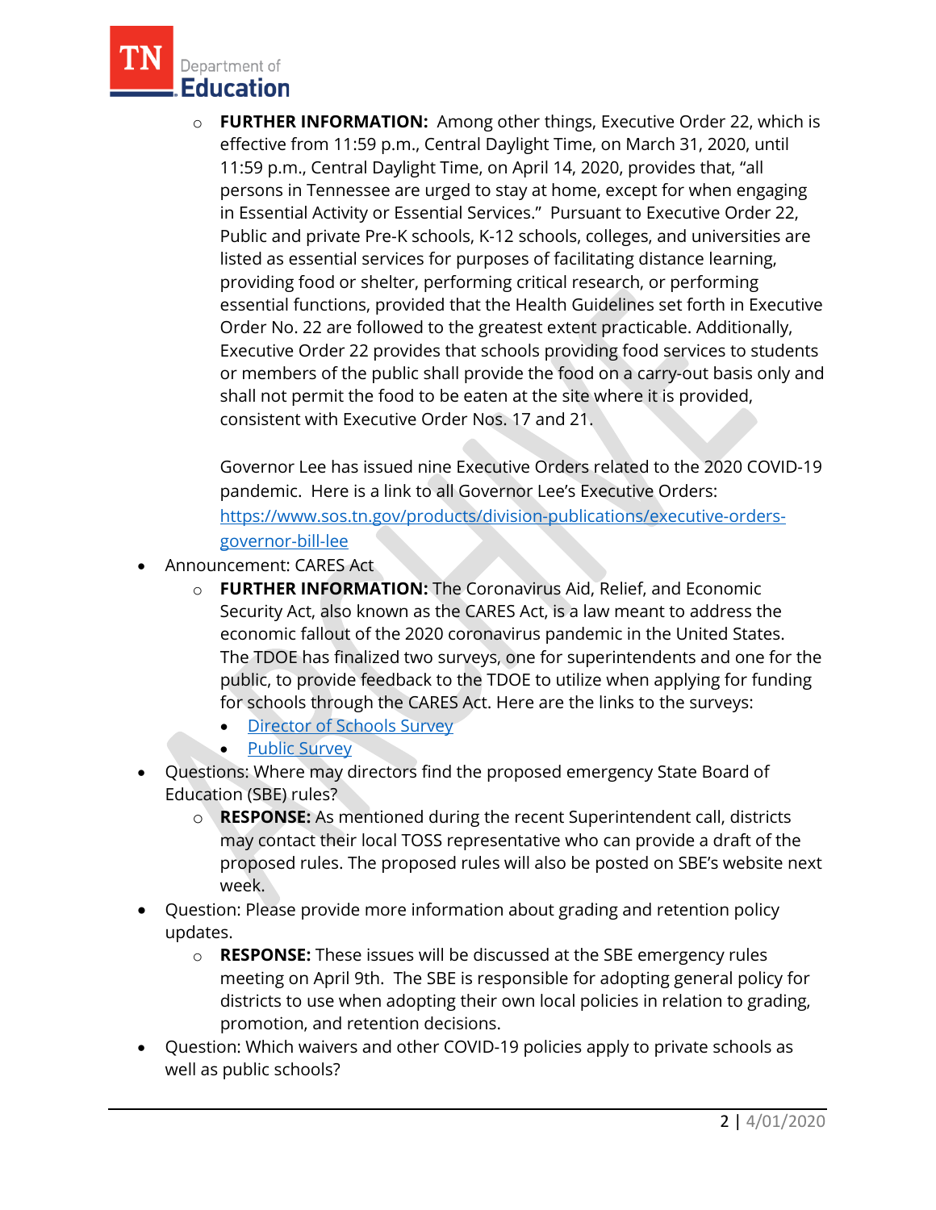- **FURTHER INFORMATION:** Among other things, Executive Order 22, which is effective from 11:59 p.m., Central Daylight Time, on March 31, 2020, until 11:59 p.m., Central Daylight Time, on April 14, 2020, provides that, "all persons in Tennessee are urged to stay at home, except for when engaging in Essential Activity or Essential Services." Pursuant to Executive Order 22, Public and private Pre-K schools, K-12 schools, colleges, and universities are listed as essential services for purposes of facilitating distance learning, providing food or shelter, performing critical research, or performing essential functions, provided that the Health Guidelines set forth in Executive Order No. 22 are followed to the greatest extent practicable. Additionally, Executive Order 22 provides that schools providing food services to students or members of the public shall provide the food on a carry-out basis only and shall not permit the food to be eaten at the site where it is provided, consistent with Executive Order Nos. 17 and 21.

  Governor Lee has issued nine Executive Orders related to the 2020 COVID-19 pandemic. Here is a link to all Governor Lee's Executive Orders: [https://www.sos.tn.gov/products/division-publications/executive-orders-governor-bill-lee](https://www.sos.tn.gov/products/division-publications/executive-orders-governor-bill-lee)

- Announcement: CARES Act
  - **FURTHER INFORMATION:** The Coronavirus Aid, Relief, and Economic Security Act, also known as the CARES Act, is a law meant to address the economic fallout of the 2020 coronavirus pandemic in the United States. The TDOE has finalized two surveys, one for superintendents and one for the public, to provide feedback to the TDOE to utilize when applying for funding for schools through the CARES Act. Here are the links to the surveys:
    - Director of Schools Survey
    - Public Survey
- Questions: Where may directors find the proposed emergency State Board of Education (SBE) rules?
  - **RESPONSE:** As mentioned during the recent Superintendent call, districts may contact their local TOSS representative who can provide a draft of the proposed rules. The proposed rules will also be posted on SBE's website next week.
- Question: Please provide more information about grading and retention policy updates.
  - **RESPONSE:** These issues will be discussed at the SBE emergency rules meeting on April 9th. The SBE is responsible for adopting general policy for districts to use when adopting their own local policies in relation to grading, promotion, and retention decisions.
- Question: Which waivers and other COVID-19 policies apply to private schools as well as public schools?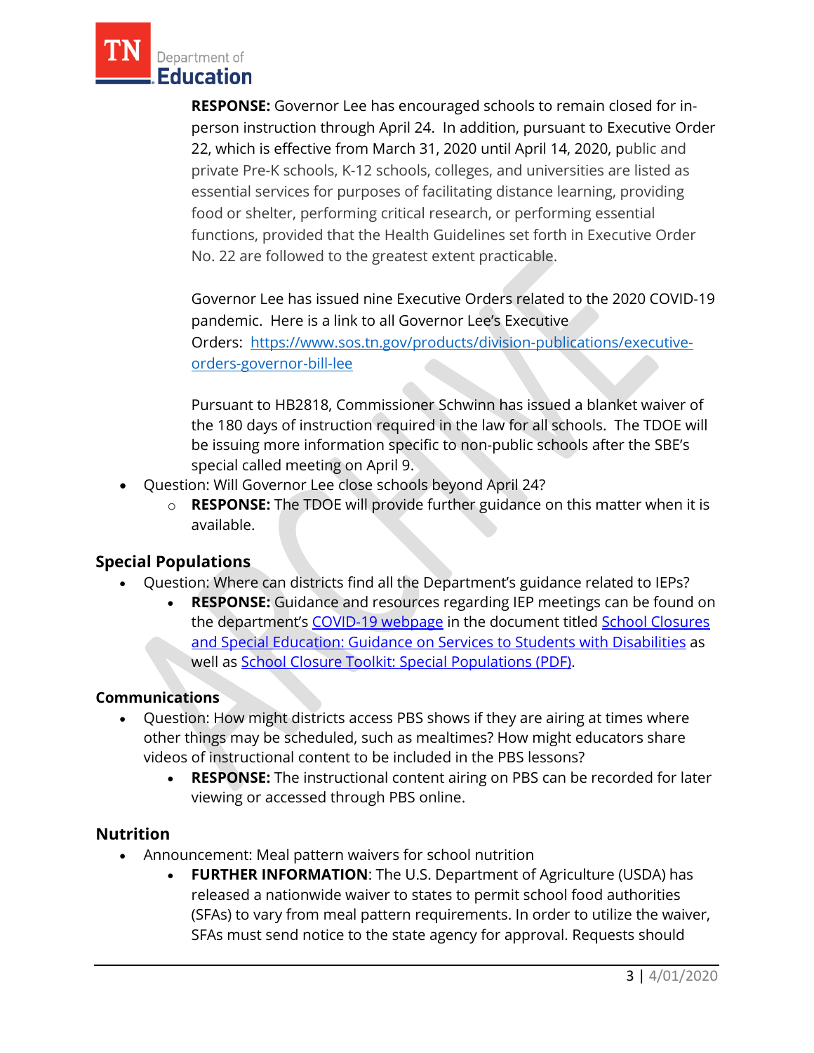**RESPONSE:** Governor Lee has encouraged schools to remain closed for in-person instruction through April 24. In addition, pursuant to Executive Order 22, which is effective from March 31, 2020 until April 14, 2020, public and private Pre-K schools, K-12 schools, colleges, and universities are listed as essential services for purposes of facilitating distance learning, providing food or shelter, performing critical research, or performing essential functions, provided that the Health Guidelines set forth in Executive Order No. 22 are followed to the greatest extent practicable.

Governor Lee has issued nine Executive Orders related to the 2020 COVID-19 pandemic. Here is a link to all Governor Lee's Executive Orders: [https://www.sos.tn.gov/products/division-publications/executive-orders-governor-bill-lee](https://www.sos.tn.gov/products/division-publications/executive-orders-governor-bill-lee)

Pursuant to HB2818, Commissioner Schwinn has issued a blanket waiver of the 180 days of instruction required in the law for all schools. The TDOE will be issuing more information specific to non-public schools after the SBE's special called meeting on April 9.

- Question: Will Governor Lee close schools beyond April 24?
  - **RESPONSE:** The TDOE will provide further guidance on this matter when it is available.

## Special Populations

- Question: Where can districts find all the Department's guidance related to IEPs?
  - **RESPONSE:** Guidance and resources regarding IEP meetings can be found on the department's COVID-19 webpage in the document titled School Closures and Special Education: Guidance on Services to Students with Disabilities as well as School Closure Toolkit: Special Populations (PDF).

## Communications

- Question: How might districts access PBS shows if they are airing at times where other things may be scheduled, such as mealtimes? How might educators share videos of instructional content to be included in the PBS lessons?
  - **RESPONSE:** The instructional content airing on PBS can be recorded for later viewing or accessed through PBS online.

## Nutrition

- Announcement: Meal pattern waivers for school nutrition
  - **FURTHER INFORMATION**: The U.S. Department of Agriculture (USDA) has released a nationwide waiver to states to permit school food authorities (SFAs) to vary from meal pattern requirements. In order to utilize the waiver, SFAs must send notice to the state agency for approval. Requests should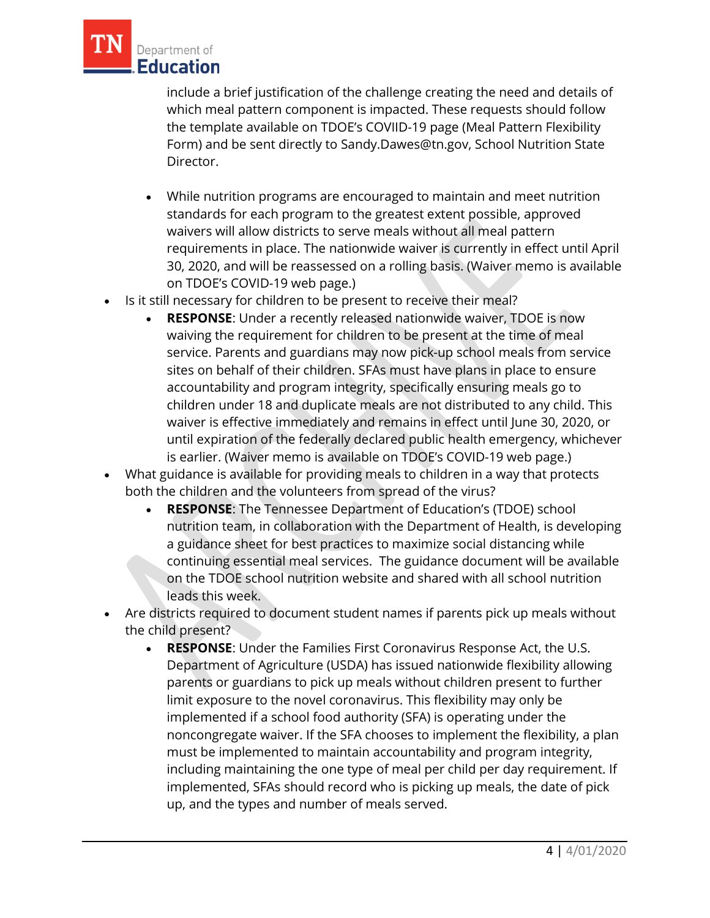include a brief justification of the challenge creating the need and details of which meal pattern component is impacted. These requests should follow the template available on TDOE's COVIID-19 page (Meal Pattern Flexibility Form) and be sent directly to Sandy.Dawes@tn.gov, School Nutrition State Director.

- While nutrition programs are encouraged to maintain and meet nutrition standards for each program to the greatest extent possible, approved waivers will allow districts to serve meals without all meal pattern requirements in place. The nationwide waiver is currently in effect until April 30, 2020, and will be reassessed on a rolling basis. (Waiver memo is available on TDOE's COVID-19 web page.)

- Is it still necessary for children to be present to receive their meal?
  - **RESPONSE**: Under a recently released nationwide waiver, TDOE is now waiving the requirement for children to be present at the time of meal service. Parents and guardians may now pick-up school meals from service sites on behalf of their children. SFAs must have plans in place to ensure accountability and program integrity, specifically ensuring meals go to children under 18 and duplicate meals are not distributed to any child. This waiver is effective immediately and remains in effect until June 30, 2020, or until expiration of the federally declared public health emergency, whichever is earlier. (Waiver memo is available on TDOE's COVID-19 web page.)
- What guidance is available for providing meals to children in a way that protects both the children and the volunteers from spread of the virus?
  - **RESPONSE**: The Tennessee Department of Education's (TDOE) school nutrition team, in collaboration with the Department of Health, is developing a guidance sheet for best practices to maximize social distancing while continuing essential meal services. The guidance document will be available on the TDOE school nutrition website and shared with all school nutrition leads this week.
- Are districts required to document student names if parents pick up meals without the child present?
  - **RESPONSE**: Under the Families First Coronavirus Response Act, the U.S. Department of Agriculture (USDA) has issued nationwide flexibility allowing parents or guardians to pick up meals without children present to further limit exposure to the novel coronavirus. This flexibility may only be implemented if a school food authority (SFA) is operating under the noncongregate waiver. If the SFA chooses to implement the flexibility, a plan must be implemented to maintain accountability and program integrity, including maintaining the one type of meal per child per day requirement. If implemented, SFAs should record who is picking up meals, the date of pick up, and the types and number of meals served.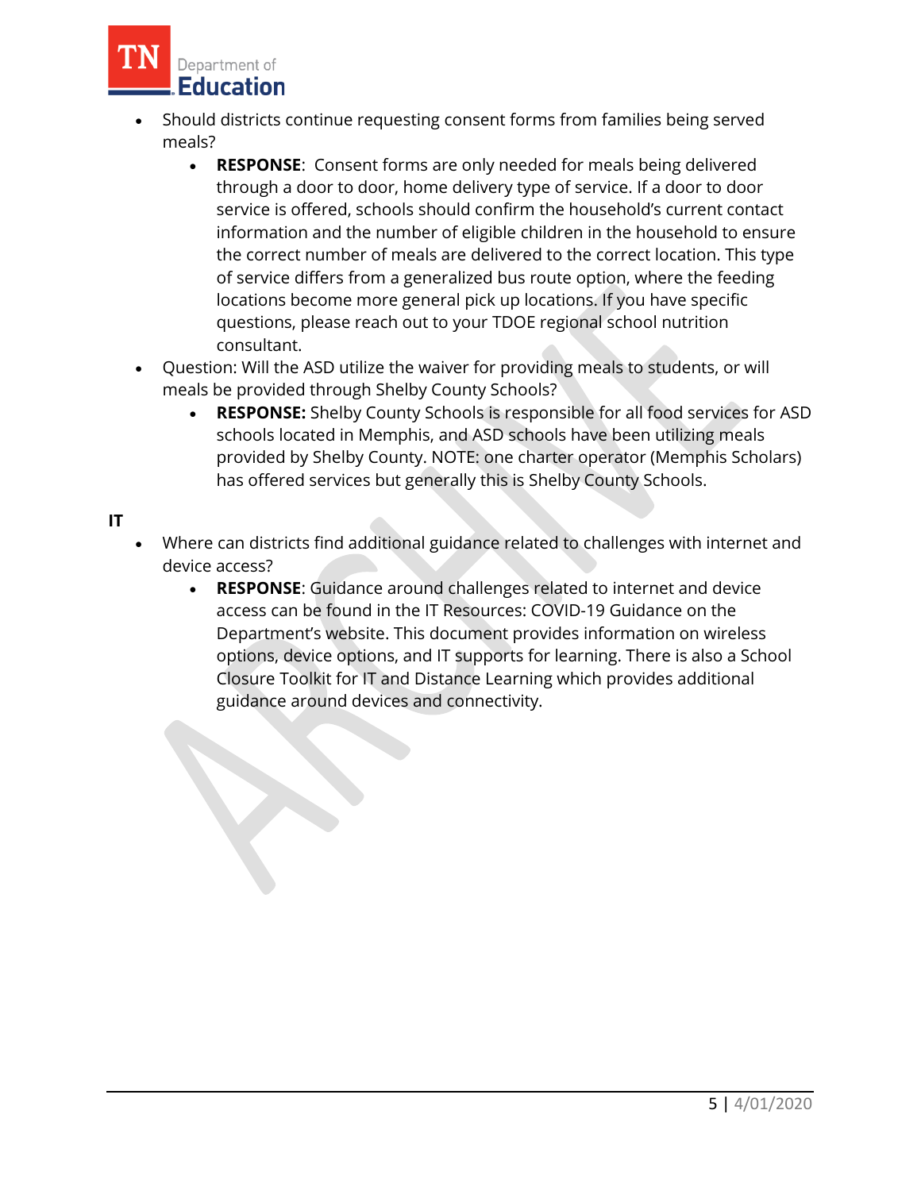- Should districts continue requesting consent forms from families being served meals?
  - **RESPONSE**: Consent forms are only needed for meals being delivered through a door to door, home delivery type of service. If a door to door service is offered, schools should confirm the household's current contact information and the number of eligible children in the household to ensure the correct number of meals are delivered to the correct location. This type of service differs from a generalized bus route option, where the feeding locations become more general pick up locations. If you have specific questions, please reach out to your TDOE regional school nutrition consultant.
- Question: Will the ASD utilize the waiver for providing meals to students, or will meals be provided through Shelby County Schools?
  - **RESPONSE:** Shelby County Schools is responsible for all food services for ASD schools located in Memphis, and ASD schools have been utilizing meals provided by Shelby County. NOTE: one charter operator (Memphis Scholars) has offered services but generally this is Shelby County Schools.

**IT**

- Where can districts find additional guidance related to challenges with internet and device access?
  - **RESPONSE**: Guidance around challenges related to internet and device access can be found in the IT Resources: COVID-19 Guidance on the Department's website. This document provides information on wireless options, device options, and IT supports for learning. There is also a School Closure Toolkit for IT and Distance Learning which provides additional guidance around devices and connectivity.